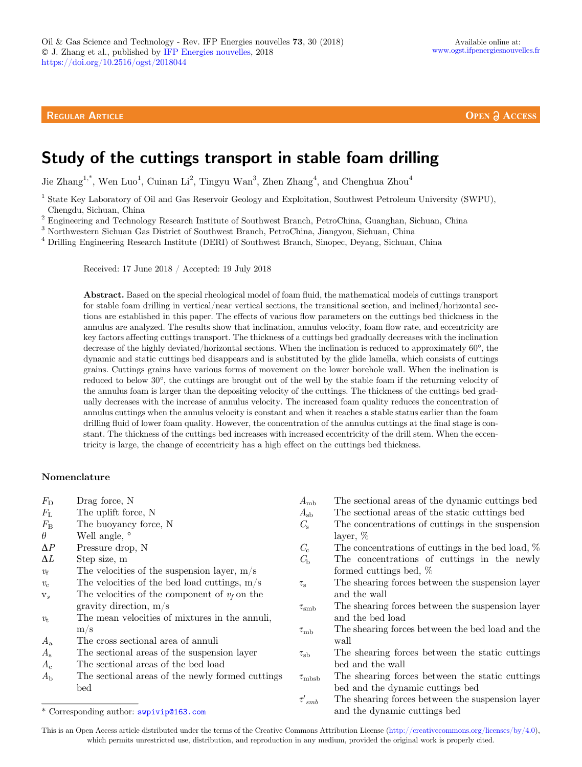Oil & Gas Science and Technology - Rev. IFP Energies nouvelles **73**, 30 (2018)
© J. Zhang et al., published by IFP Energies nouvelles, 2018
https://doi.org/10.2516/ogst/2018044

Available online at:
www.ogst.ifpenergiesnouvelles.fr

**Regular Article** — **Open Access**

# Study of the cuttings transport in stable foam drilling

Jie Zhang[1,*], Wen Luo[1], Cuinan Li[2], Tingyu Wan[3], Zhen Zhang[4], and Chenghua Zhou[4]

[1] State Key Laboratory of Oil and Gas Reservoir Geology and Exploitation, Southwest Petroleum University (SWPU), Chengdu, Sichuan, China

[2] Engineering and Technology Research Institute of Southwest Branch, PetroChina, Guanghan, Sichuan, China

[3] Northwestern Sichuan Gas District of Southwest Branch, PetroChina, Jiangyou, Sichuan, China

[4] Drilling Engineering Research Institute (DERI) of Southwest Branch, Sinopec, Deyang, Sichuan, China

Received: 17 June 2018 / Accepted: 19 July 2018

**Abstract.** Based on the special rheological model of foam fluid, the mathematical models of cuttings transport for stable foam drilling in vertical/near vertical sections, the transitional section, and inclined/horizontal sections are established in this paper. The effects of various flow parameters on the cuttings bed thickness in the annulus are analyzed. The results show that inclination, annulus velocity, foam flow rate, and eccentricity are key factors affecting cuttings transport. The thickness of a cuttings bed gradually decreases with the inclination decrease of the highly deviated/horizontal sections. When the inclination is reduced to approximately 60°, the dynamic and static cuttings bed disappears and is substituted by the glide lamella, which consists of cuttings grains. Cuttings grains have various forms of movement on the lower borehole wall. When the inclination is reduced to below 30°, the cuttings are brought out of the well by the stable foam if the returning velocity of the annulus foam is larger than the depositing velocity of the cuttings. The thickness of the cuttings bed gradually decreases with the increase of annulus velocity. The increased foam quality reduces the concentration of annulus cuttings when the annulus velocity is constant and when it reaches a stable status earlier than the foam drilling fluid of lower foam quality. However, the concentration of the annulus cuttings at the final stage is constant. The thickness of the cuttings bed increases with increased eccentricity of the drill stem. When the eccentricity is large, the change of eccentricity has a high effect on the cuttings bed thickness.

## Nomenclature

| | |
|---|---|
| $F_D$ | Drag force, N |
| $F_L$ | The uplift force, N |
| $F_B$ | The buoyancy force, N |
| $\theta$ | Well angle, ° |
| $\Delta P$ | Pressure drop, N |
| $\Delta L$ | Step size, m |
| $v_f$ | The velocities of the suspension layer, m/s |
| $v_c$ | The velocities of the bed load cuttings, m/s |
| $v_s$ | The velocities of the component of $v_f$ on the gravity direction, m/s |
| $v_t$ | The mean velocities of mixtures in the annuli, m/s |
| $A_a$ | The cross sectional area of annuli |
| $A_s$ | The sectional areas of the suspension layer |
| $A_c$ | The sectional areas of the bed load |
| $A_b$ | The sectional areas of the newly formed cuttings bed |
| $A_{mb}$ | The sectional areas of the dynamic cuttings bed |
| $A_{sb}$ | The sectional areas of the static cuttings bed |
| $C_s$ | The concentrations of cuttings in the suspension layer, % |
| $C_c$ | The concentrations of cuttings in the bed load, % |
| $C_b$ | The concentrations of cuttings in the newly formed cuttings bed, % |
| $\tau_s$ | The shearing forces between the suspension layer and the wall |
| $\tau_{smb}$ | The shearing forces between the suspension layer and the bed load |
| $\tau_{mb}$ | The shearing forces between the bed load and the wall |
| $\tau_{sb}$ | The shearing forces between the static cuttings bed and the wall |
| $\tau_{mbsb}$ | The shearing forces between the static cuttings bed and the dynamic cuttings bed |
| $\tau'_{smb}$ | The shearing forces between the suspension layer and the dynamic cuttings bed |

\* Corresponding author: swpivip@163.com

This is an Open Access article distributed under the terms of the Creative Commons Attribution License (http://creativecommons.org/licenses/by/4.0), which permits unrestricted use, distribution, and reproduction in any medium, provided the original work is properly cited.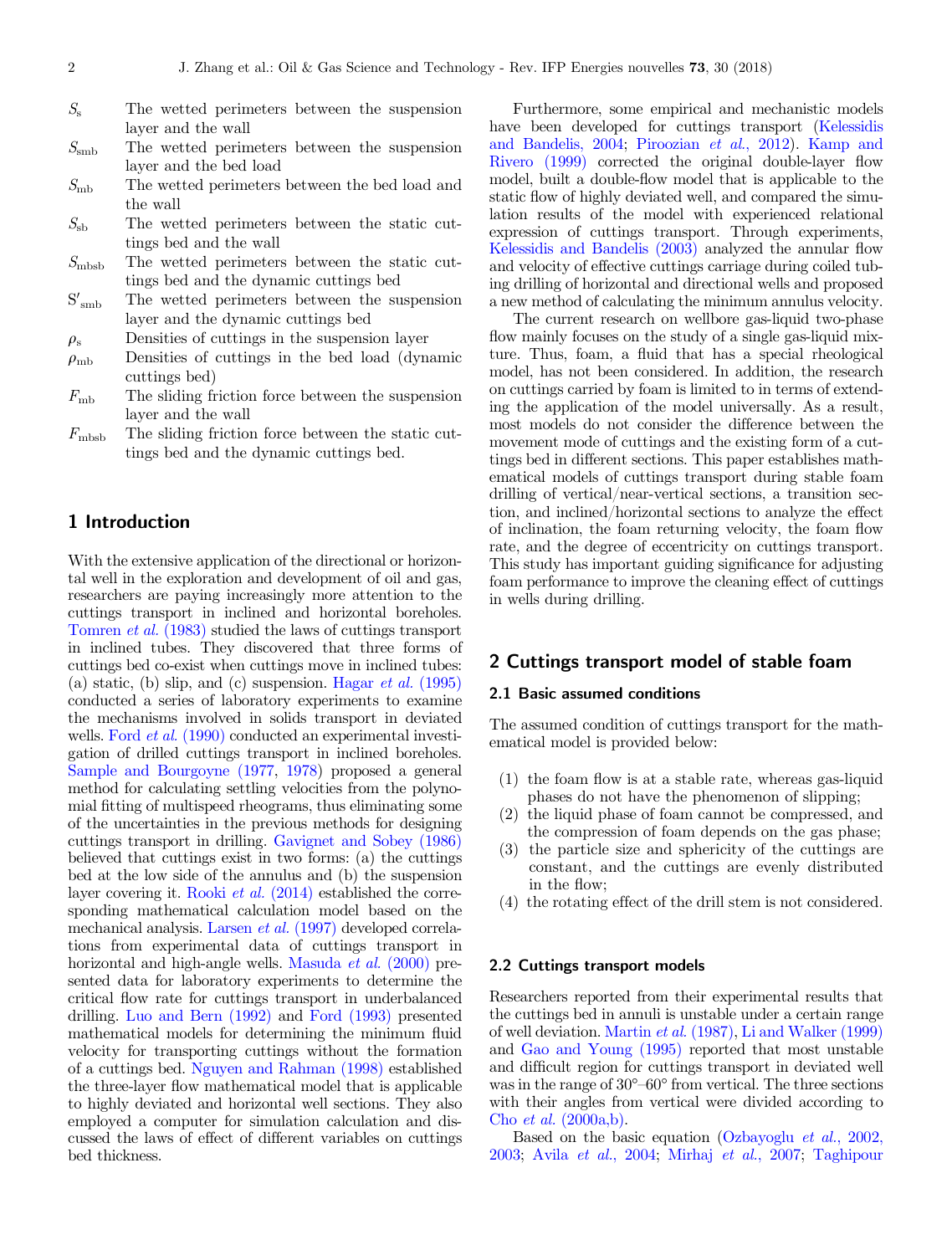$S_s$ The wetted perimeters between the suspension layer and the wall

$S_{smb}$ The wetted perimeters between the suspension layer and the bed load

$S_{mb}$ The wetted perimeters between the bed load and the wall

$S_{sb}$ The wetted perimeters between the static cuttings bed and the wall

$S_{mbsb}$ The wetted perimeters between the static cuttings bed and the dynamic cuttings bed

$S'_{smb}$ The wetted perimeters between the suspension layer and the dynamic cuttings bed

$\rho_s$ Densities of cuttings in the suspension layer

$\rho_{mb}$ Densities of cuttings in the bed load (dynamic cuttings bed)

$F_{mb}$ The sliding friction force between the suspension layer and the wall

$F_{mbsb}$ The sliding friction force between the static cuttings bed and the dynamic cuttings bed.

## 1 Introduction

With the extensive application of the directional or horizontal well in the exploration and development of oil and gas, researchers are paying increasingly more attention to the cuttings transport in inclined and horizontal boreholes. Tomren *et al.* (1983) studied the laws of cuttings transport in inclined tubes. They discovered that three forms of cuttings bed co-exist when cuttings move in inclined tubes: (a) static, (b) slip, and (c) suspension. Hagar *et al.* (1995) conducted a series of laboratory experiments to examine the mechanisms involved in solids transport in deviated wells. Ford *et al.* (1990) conducted an experimental investigation of drilled cuttings transport in inclined boreholes. Sample and Bourgoyne (1977, 1978) proposed a general method for calculating settling velocities from the polynomial fitting of multispeed rheograms, thus eliminating some of the uncertainties in the previous methods for designing cuttings transport in drilling. Gavignet and Sobey (1986) believed that cuttings exist in two forms: (a) the cuttings bed at the low side of the annulus and (b) the suspension layer covering it. Rooki *et al.* (2014) established the corresponding mathematical calculation model based on the mechanical analysis. Larsen *et al.* (1997) developed correlations from experimental data of cuttings transport in horizontal and high-angle wells. Masuda *et al.* (2000) presented data for laboratory experiments to determine the critical flow rate for cuttings transport in underbalanced drilling. Luo and Bern (1992) and Ford (1993) presented mathematical models for determining the minimum fluid velocity for transporting cuttings without the formation of a cuttings bed. Nguyen and Rahman (1998) established the three-layer flow mathematical model that is applicable to highly deviated and horizontal well sections. They also employed a computer for simulation calculation and discussed the laws of effect of different variables on cuttings bed thickness.

Furthermore, some empirical and mechanistic models have been developed for cuttings transport (Kelessidis and Bandelis, 2004; Piroozian *et al.*, 2012). Kamp and Rivero (1999) corrected the original double-layer flow model, built a double-flow model that is applicable to the static flow of highly deviated well, and compared the simulation results of the model with experienced relational expression of cuttings transport. Through experiments, Kelessidis and Bandelis (2003) analyzed the annular flow and velocity of effective cuttings carriage during coiled tubing drilling of horizontal and directional wells and proposed a new method of calculating the minimum annulus velocity.

The current research on wellbore gas-liquid two-phase flow mainly focuses on the study of a single gas-liquid mixture. Thus, foam, a fluid that has a special rheological model, has not been considered. In addition, the research on cuttings carried by foam is limited to in terms of extending the application of the model universally. As a result, most models do not consider the difference between the movement mode of cuttings and the existing form of a cuttings bed in different sections. This paper establishes mathematical models of cuttings transport during stable foam drilling of vertical/near-vertical sections, a transition section, and inclined/horizontal sections to analyze the effect of inclination, the foam returning velocity, the foam flow rate, and the degree of eccentricity on cuttings transport. This study has important guiding significance for adjusting foam performance to improve the cleaning effect of cuttings in wells during drilling.

## 2 Cuttings transport model of stable foam

### 2.1 Basic assumed conditions

The assumed condition of cuttings transport for the mathematical model is provided below:

1. the foam flow is at a stable rate, whereas gas-liquid phases do not have the phenomenon of slipping;
2. the liquid phase of foam cannot be compressed, and the compression of foam depends on the gas phase;
3. the particle size and sphericity of the cuttings are constant, and the cuttings are evenly distributed in the flow;
4. the rotating effect of the drill stem is not considered.

### 2.2 Cuttings transport models

Researchers reported from their experimental results that the cuttings bed in annuli is unstable under a certain range of well deviation. Martin *et al.* (1987), Li and Walker (1999) and Gao and Young (1995) reported that most unstable and difficult region for cuttings transport in deviated well was in the range of 30°–60° from vertical. The three sections with their angles from vertical were divided according to Cho *et al.* (2000a,b).

Based on the basic equation (Ozbayoglu *et al.*, 2002, 2003; Avila *et al.*, 2004; Mirhaj *et al.*, 2007; Taghipour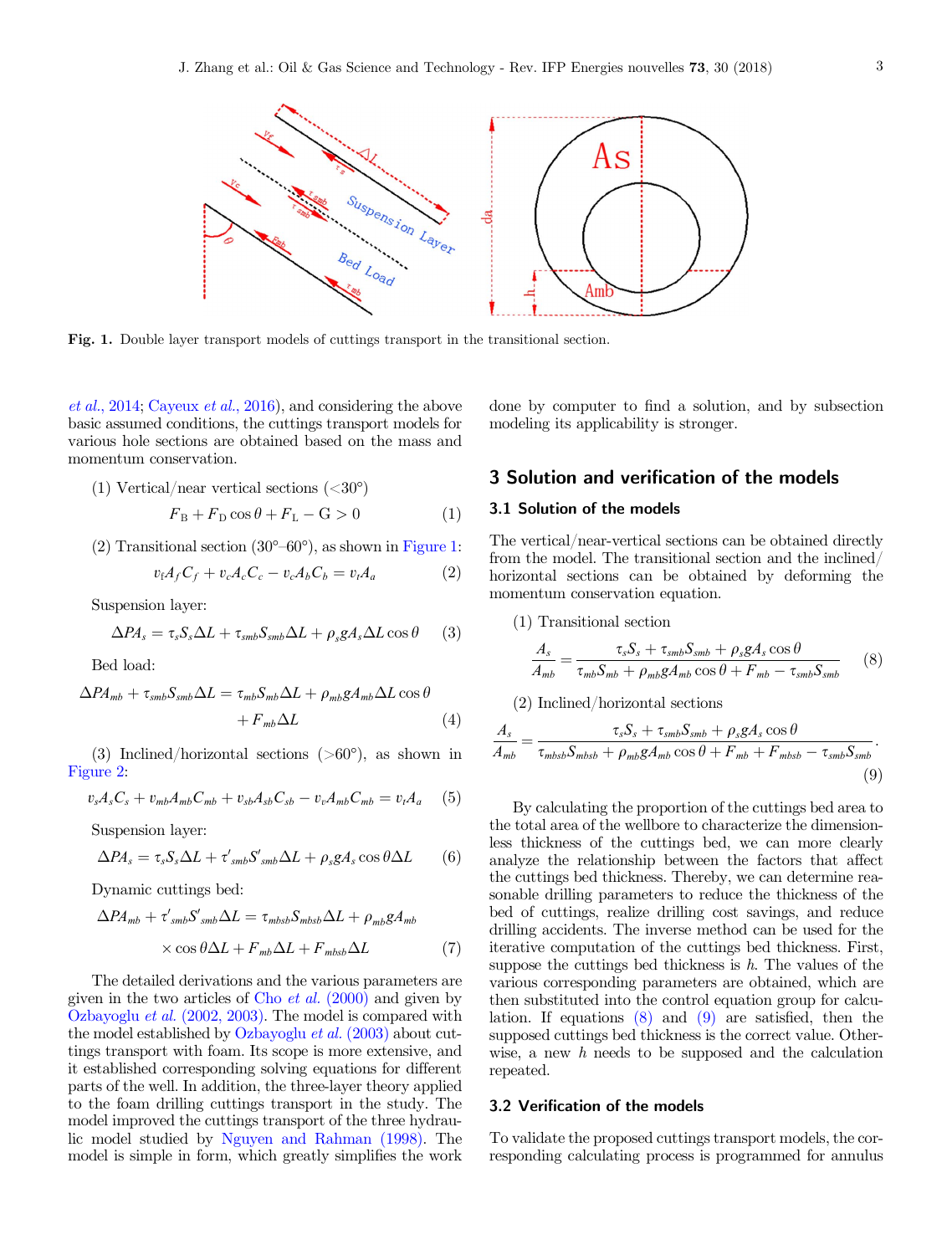Fig. 1. Double layer transport models of cuttings transport in the transitional section.

et al., 2014; Cayeux et al., 2016), and considering the above basic assumed conditions, the cuttings transport models for various hole sections are obtained based on the mass and momentum conservation.

(1) Vertical/near vertical sections (<30°)

$$F_B + F_D \cos\theta + F_L - G > 0 \quad (1)$$

(2) Transitional section (30°–60°), as shown in Figure 1:

$$v_f A_f C_f + v_c A_c C_c - v_c A_b C_b = v_t A_a \quad (2)$$

Suspension layer:

$$\Delta P A_s = \tau_s S_s \Delta L + \tau_{smb} S_{smb} \Delta L + \rho_s g A_s \Delta L \cos\theta \quad (3)$$

Bed load:

$$\Delta P A_{mb} + \tau_{smb} S_{smb} \Delta L = \tau_{mb} S_{mb} \Delta L + \rho_{mb} g A_{mb} \Delta L \cos\theta + F_{mb} \Delta L \quad (4)$$

(3) Inclined/horizontal sections (>60°), as shown in Figure 2:

$$v_s A_s C_s + v_{mb} A_{mb} C_{mb} + v_{sb} A_{sb} C_{sb} - v_v A_{mb} C_{mb} = v_t A_a \quad (5)$$

Suspension layer:

$$\Delta P A_s = \tau_s S_s \Delta L + \tau'_{smb} S'_{smb} \Delta L + \rho_s g A_s \cos\theta \Delta L \quad (6)$$

Dynamic cuttings bed:

$$\Delta P A_{mb} + \tau'_{smb} S'_{smb} \Delta L = \tau_{mbsb} S_{mbsb} \Delta L + \rho_{mb} g A_{mb} \times \cos\theta \Delta L + F_{mb} \Delta L + F_{mbsb} \Delta L \quad (7)$$

The detailed derivations and the various parameters are given in the two articles of Cho et al. (2000) and given by Ozbayoglu et al. (2002, 2003). The model is compared with the model established by Ozbayoglu et al. (2003) about cuttings transport with foam. Its scope is more extensive, and it established corresponding solving equations for different parts of the well. In addition, the three-layer theory applied to the foam drilling cuttings transport in the study. The model improved the cuttings transport of the three hydraulic model studied by Nguyen and Rahman (1998). The model is simple in form, which greatly simplifies the work done by computer to find a solution, and by subsection modeling its applicability is stronger.

## 3 Solution and verification of the models

### 3.1 Solution of the models

The vertical/near-vertical sections can be obtained directly from the model. The transitional section and the inclined/horizontal sections can be obtained by deforming the momentum conservation equation.

(1) Transitional section

$$\frac{A_s}{A_{mb}} = \frac{\tau_s S_s + \tau_{smb} S_{smb} + \rho_s g A_s \cos\theta}{\tau_{mb} S_{mb} + \rho_{mb} g A_{mb} \cos\theta + F_{mb} - \tau_{smb} S_{smb}} \quad (8)$$

(2) Inclined/horizontal sections

$$\frac{A_s}{A_{mb}} = \frac{\tau_s S_s + \tau_{smb} S_{smb} + \rho_s g A_s \cos\theta}{\tau_{mbsb} S_{mbsb} + \rho_{mb} g A_{mb} \cos\theta + F_{mb} + F_{mbsb} - \tau_{smb} S_{smb}}. \quad (9)$$

By calculating the proportion of the cuttings bed area to the total area of the wellbore to characterize the dimensionless thickness of the cuttings bed, we can more clearly analyze the relationship between the factors that affect the cuttings bed thickness. Thereby, we can determine reasonable drilling parameters to reduce the thickness of the bed of cuttings, realize drilling cost savings, and reduce drilling accidents. The inverse method can be used for the iterative computation of the cuttings bed thickness. First, suppose the cuttings bed thickness is $h$. The values of the various corresponding parameters are obtained, which are then substituted into the control equation group for calculation. If equations (8) and (9) are satisfied, then the supposed cuttings bed thickness is the correct value. Otherwise, a new $h$ needs to be supposed and the calculation repeated.

### 3.2 Verification of the models

To validate the proposed cuttings transport models, the corresponding calculating process is programmed for annulus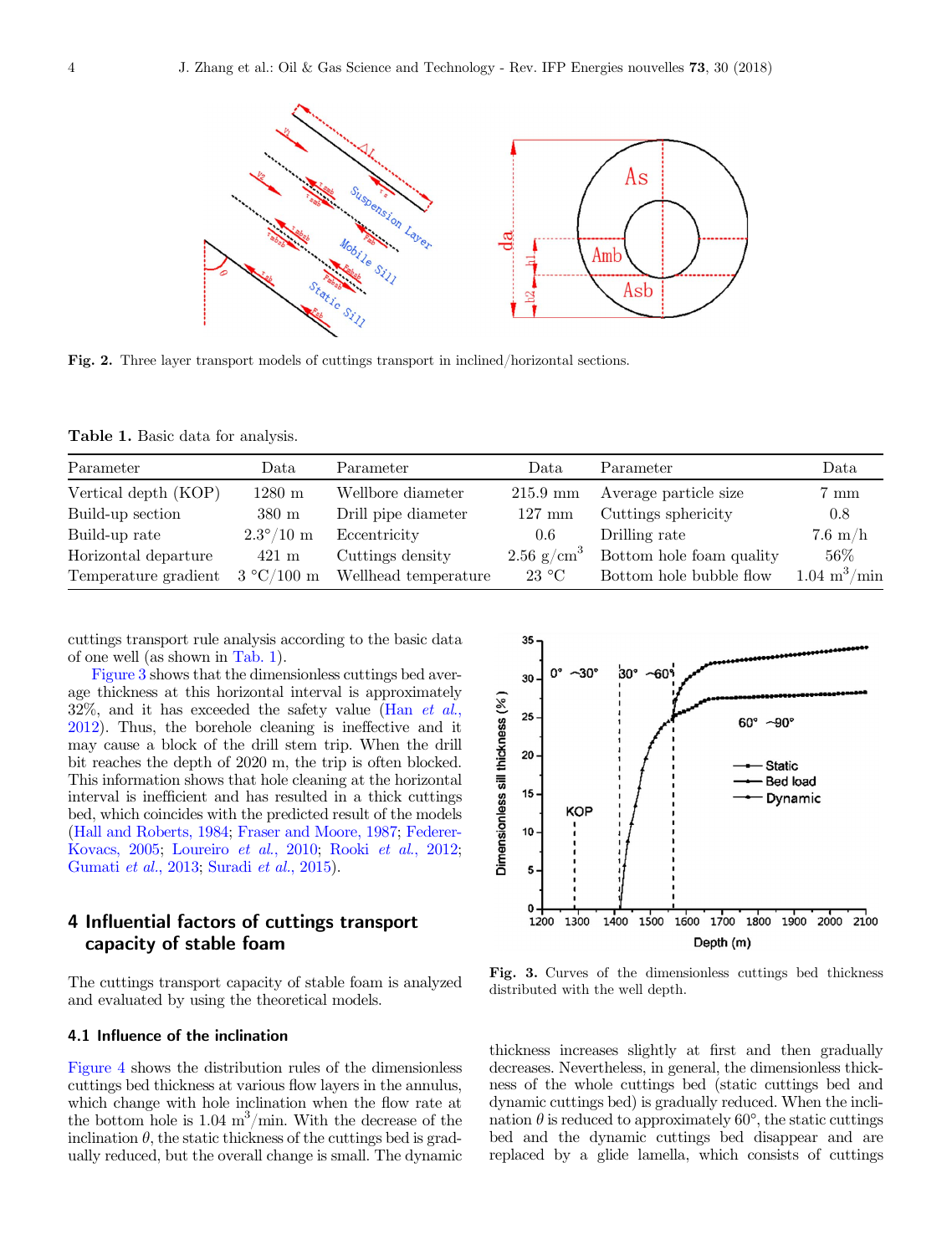Fig. 2. Three layer transport models of cuttings transport in inclined/horizontal sections.

Table 1. Basic data for analysis.

| Parameter | Data | Parameter | Data | Parameter | Data |
|---|---|---|---|---|---|
| Vertical depth (KOP) | 1280 m | Wellbore diameter | 215.9 mm | Average particle size | 7 mm |
| Build-up section | 380 m | Drill pipe diameter | 127 mm | Cuttings sphericity | 0.8 |
| Build-up rate | 2.3°/10 m | Eccentricity | 0.6 | Drilling rate | 7.6 m/h |
| Horizontal departure | 421 m | Cuttings density | 2.56 g/cm$^3$ | Bottom hole foam quality | 56% |
| Temperature gradient | 3 °C/100 m | Wellhead temperature | 23 °C | Bottom hole bubble flow | 1.04 m$^3$/min |

cuttings transport rule analysis according to the basic data of one well (as shown in Tab. 1).

Figure 3 shows that the dimensionless cuttings bed average thickness at this horizontal interval is approximately 32%, and it has exceeded the safety value (Han *et al.*, 2012). Thus, the borehole cleaning is ineffective and it may cause a block of the drill stem trip. When the drill bit reaches the depth of 2020 m, the trip is often blocked. This information shows that hole cleaning at the horizontal interval is inefficient and has resulted in a thick cuttings bed, which coincides with the predicted result of the models (Hall and Roberts, 1984; Fraser and Moore, 1987; Federer-Kovacs, 2005; Loureiro *et al.*, 2010; Rooki *et al.*, 2012; Gumati *et al.*, 2013; Suradi *et al.*, 2015).

Fig. 3. Curves of the dimensionless cuttings bed thickness distributed with the well depth.

## 4 Influential factors of cuttings transport capacity of stable foam

The cuttings transport capacity of stable foam is analyzed and evaluated by using the theoretical models.

### 4.1 Influence of the inclination

Figure 4 shows the distribution rules of the dimensionless cuttings bed thickness at various flow layers in the annulus, which change with hole inclination when the flow rate at the bottom hole is 1.04 m$^3$/min. With the decrease of the inclination $\theta$, the static thickness of the cuttings bed is gradually reduced, but the overall change is small. The dynamic thickness increases slightly at first and then gradually decreases. Nevertheless, in general, the dimensionless thickness of the whole cuttings bed (static cuttings bed and dynamic cuttings bed) is gradually reduced. When the inclination $\theta$ is reduced to approximately 60°, the static cuttings bed and the dynamic cuttings bed disappear and are replaced by a glide lamella, which consists of cuttings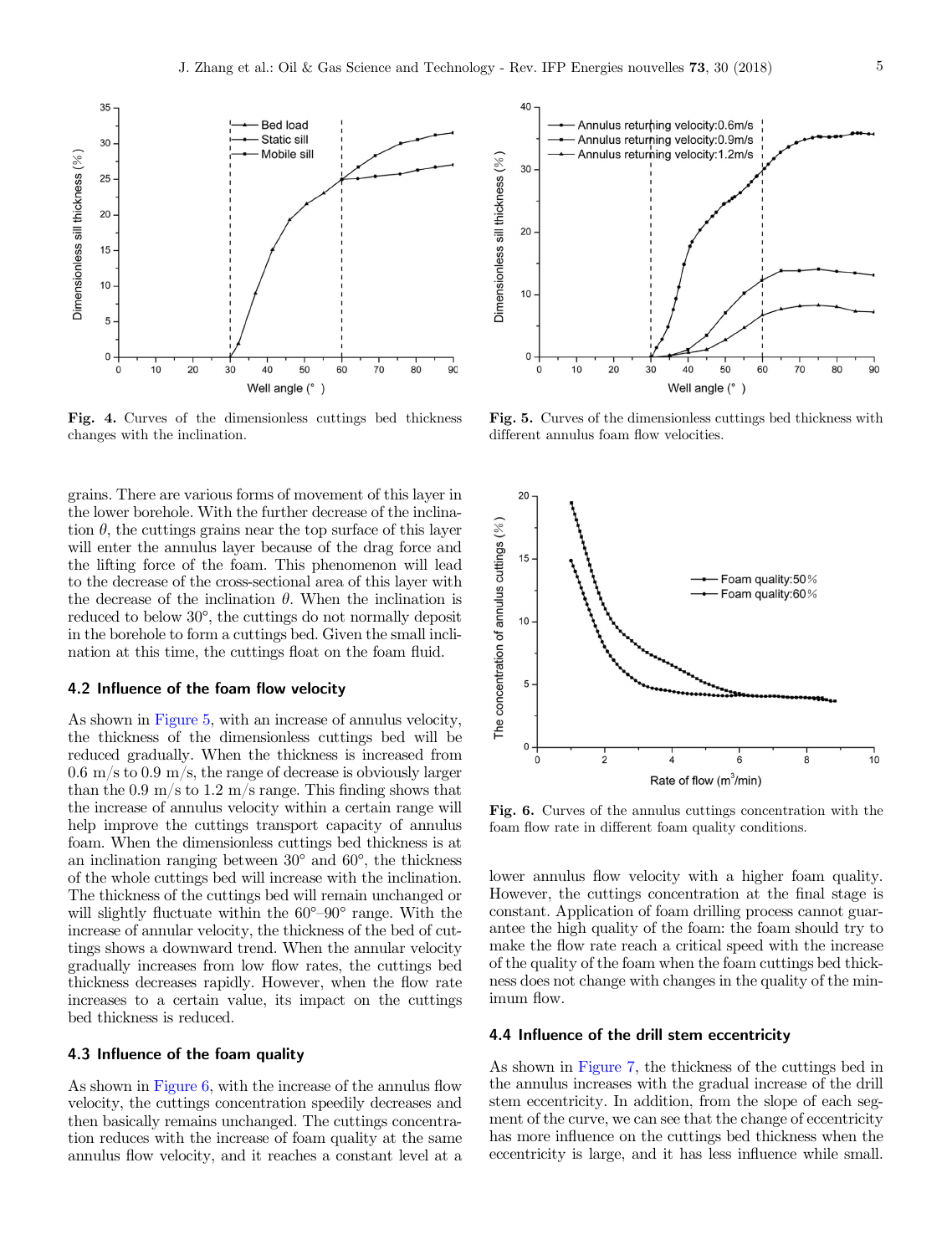Fig. 4. Curves of the dimensionless cuttings bed thickness changes with the inclination.

Fig. 5. Curves of the dimensionless cuttings bed thickness with different annulus foam flow velocities.

grains. There are various forms of movement of this layer in the lower borehole. With the further decrease of the inclination $\theta$, the cuttings grains near the top surface of this layer will enter the annulus layer because of the drag force and the lifting force of the foam. This phenomenon will lead to the decrease of the cross-sectional area of this layer with the decrease of the inclination $\theta$. When the inclination is reduced to below 30°, the cuttings do not normally deposit in the borehole to form a cuttings bed. Given the small inclination at this time, the cuttings float on the foam fluid.

### 4.2 Influence of the foam flow velocity

As shown in Figure 5, with an increase of annulus velocity, the thickness of the dimensionless cuttings bed will be reduced gradually. When the thickness is increased from 0.6 m/s to 0.9 m/s, the range of decrease is obviously larger than the 0.9 m/s to 1.2 m/s range. This finding shows that the increase of annulus velocity within a certain range will help improve the cuttings transport capacity of annulus foam. When the dimensionless cuttings bed thickness is at an inclination ranging between 30° and 60°, the thickness of the whole cuttings bed will increase with the inclination. The thickness of the cuttings bed will remain unchanged or will slightly fluctuate within the 60°–90° range. With the increase of annular velocity, the thickness of the bed of cuttings shows a downward trend. When the annular velocity gradually increases from low flow rates, the cuttings bed thickness decreases rapidly. However, when the flow rate increases to a certain value, its impact on the cuttings bed thickness is reduced.

### 4.3 Influence of the foam quality

As shown in Figure 6, with the increase of the annulus flow velocity, the cuttings concentration speedily decreases and then basically remains unchanged. The cuttings concentration reduces with the increase of foam quality at the same annulus flow velocity, and it reaches a constant level at a lower annulus flow velocity with a higher foam quality. However, the cuttings concentration at the final stage is constant. Application of foam drilling process cannot guarantee the high quality of the foam: the foam should try to make the flow rate reach a critical speed with the increase of the quality of the foam when the foam cuttings bed thickness does not change with changes in the quality of the minimum flow.

Fig. 6. Curves of the annulus cuttings concentration with the foam flow rate in different foam quality conditions.

### 4.4 Influence of the drill stem eccentricity

As shown in Figure 7, the thickness of the cuttings bed in the annulus increases with the gradual increase of the drill stem eccentricity. In addition, from the slope of each segment of the curve, we can see that the change of eccentricity has more influence on the cuttings bed thickness when the eccentricity is large, and it has less influence while small.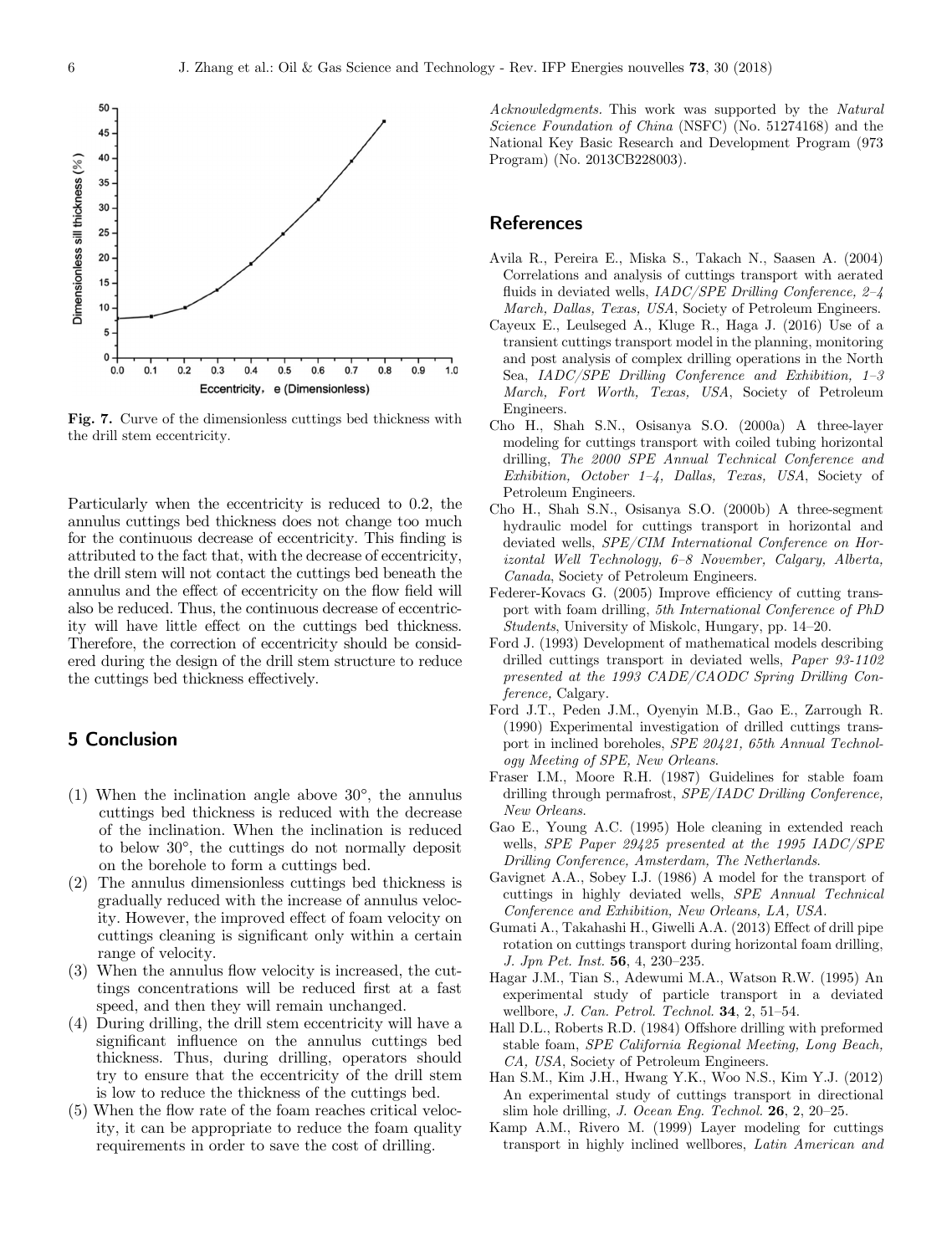Fig. 7. Curve of the dimensionless cuttings bed thickness with the drill stem eccentricity.

Particularly when the eccentricity is reduced to 0.2, the annulus cuttings bed thickness does not change too much for the continuous decrease of eccentricity. This finding is attributed to the fact that, with the decrease of eccentricity, the drill stem will not contact the cuttings bed beneath the annulus and the effect of eccentricity on the flow field will also be reduced. Thus, the continuous decrease of eccentricity will have little effect on the cuttings bed thickness. Therefore, the correction of eccentricity should be considered during the design of the drill stem structure to reduce the cuttings bed thickness effectively.

## 5 Conclusion

(1) When the inclination angle above 30°, the annulus cuttings bed thickness is reduced with the decrease of the inclination. When the inclination is reduced to below 30°, the cuttings do not normally deposit on the borehole to form a cuttings bed.

(2) The annulus dimensionless cuttings bed thickness is gradually reduced with the increase of annulus velocity. However, the improved effect of foam velocity on cuttings cleaning is significant only within a certain range of velocity.

(3) When the annulus flow velocity is increased, the cuttings concentrations will be reduced first at a fast speed, and then they will remain unchanged.

(4) During drilling, the drill stem eccentricity will have a significant influence on the annulus cuttings bed thickness. Thus, during drilling, operators should try to ensure that the eccentricity of the drill stem is low to reduce the thickness of the cuttings bed.

(5) When the flow rate of the foam reaches critical velocity, it can be appropriate to reduce the foam quality requirements in order to save the cost of drilling.

*Acknowledgments.* This work was supported by the *Natural Science Foundation of China* (NSFC) (No. 51274168) and the National Key Basic Research and Development Program (973 Program) (No. 2013CB228003).

## References

Avila R., Pereira E., Miska S., Takach N., Saasen A. (2004) Correlations and analysis of cuttings transport with aerated fluids in deviated wells, *IADC/SPE Drilling Conference, 2–4 March, Dallas, Texas, USA*, Society of Petroleum Engineers.

Cayeux E., Leulseged A., Kluge R., Haga J. (2016) Use of a transient cuttings transport model in the planning, monitoring and post analysis of complex drilling operations in the North Sea, *IADC/SPE Drilling Conference and Exhibition, 1–3 March, Fort Worth, Texas, USA*, Society of Petroleum Engineers.

Cho H., Shah S.N., Osisanya S.O. (2000a) A three-layer modeling for cuttings transport with coiled tubing horizontal drilling, *The 2000 SPE Annual Technical Conference and Exhibition, October 1–4, Dallas, Texas, USA*, Society of Petroleum Engineers.

Cho H., Shah S.N., Osisanya S.O. (2000b) A three-segment hydraulic model for cuttings transport in horizontal and deviated wells, *SPE/CIM International Conference on Horizontal Well Technology, 6–8 November, Calgary, Alberta, Canada*, Society of Petroleum Engineers.

Federer-Kovacs G. (2005) Improve efficiency of cutting transport with foam drilling, *5th International Conference of PhD Students*, University of Miskolc, Hungary, pp. 14–20.

Ford J. (1993) Development of mathematical models describing drilled cuttings transport in deviated wells, *Paper 93-1102 presented at the 1993 CADE/CAODC Spring Drilling Conference*, Calgary.

Ford J.T., Peden J.M., Oyenyin M.B., Gao E., Zarrough R. (1990) Experimental investigation of drilled cuttings transport in inclined boreholes, *SPE 20421, 65th Annual Technology Meeting of SPE, New Orleans*.

Fraser I.M., Moore R.H. (1987) Guidelines for stable foam drilling through permafrost, *SPE/IADC Drilling Conference, New Orleans*.

Gao E., Young A.C. (1995) Hole cleaning in extended reach wells, *SPE Paper 29425 presented at the 1995 IADC/SPE Drilling Conference, Amsterdam, The Netherlands*.

Gavignet A.A., Sobey I.J. (1986) A model for the transport of cuttings in highly deviated wells, *SPE Annual Technical Conference and Exhibition, New Orleans, LA, USA*.

Gumati A., Takahashi H., Giwelli A.A. (2013) Effect of drill pipe rotation on cuttings transport during horizontal foam drilling, *J. Jpn Pet. Inst.* **56**, 4, 230–235.

Hagar J.M., Tian S., Adewumi M.A., Watson R.W. (1995) An experimental study of particle transport in a deviated wellbore, *J. Can. Petrol. Technol.* **34**, 2, 51–54.

Hall D.L., Roberts R.D. (1984) Offshore drilling with preformed stable foam, *SPE California Regional Meeting, Long Beach, CA, USA*, Society of Petroleum Engineers.

Han S.M., Kim J.H., Hwang Y.K., Woo N.S., Kim Y.J. (2012) An experimental study of cuttings transport in directional slim hole drilling, *J. Ocean Eng. Technol.* **26**, 2, 20–25.

Kamp A.M., Rivero M. (1999) Layer modeling for cuttings transport in highly inclined wellbores, *Latin American and*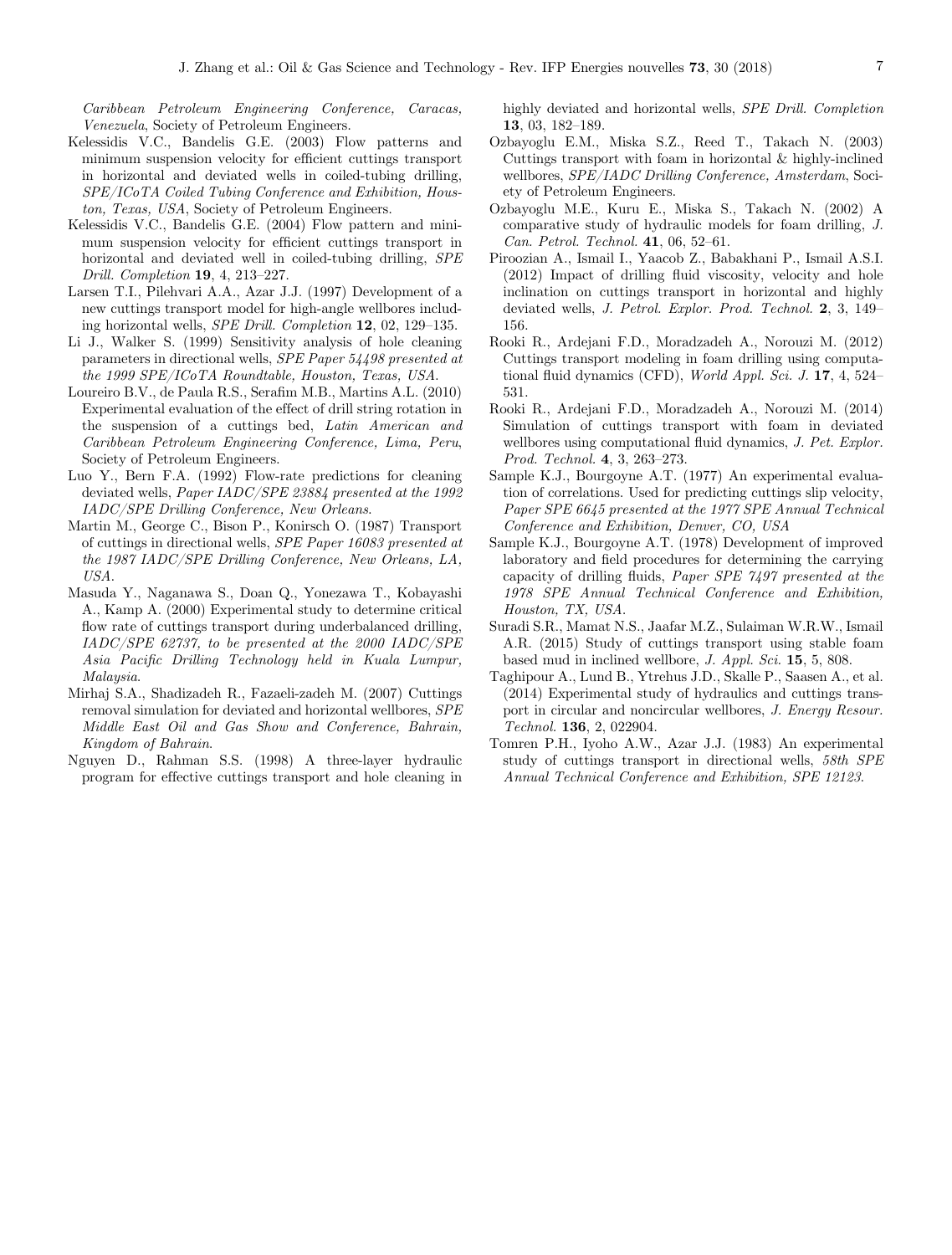*Caribbean Petroleum Engineering Conference, Caracas, Venezuela*, Society of Petroleum Engineers.

Kelessidis V.C., Bandelis G.E. (2003) Flow patterns and minimum suspension velocity for efficient cuttings transport in horizontal and deviated wells in coiled-tubing drilling, *SPE/ICoTA Coiled Tubing Conference and Exhibition, Houston, Texas, USA*, Society of Petroleum Engineers.

Kelessidis V.C., Bandelis G.E. (2004) Flow pattern and minimum suspension velocity for efficient cuttings transport in horizontal and deviated well in coiled-tubing drilling, *SPE Drill. Completion* **19**, 4, 213–227.

Larsen T.I., Pilehvari A.A., Azar J.J. (1997) Development of a new cuttings transport model for high-angle wellbores including horizontal wells, *SPE Drill. Completion* **12**, 02, 129–135.

Li J., Walker S. (1999) Sensitivity analysis of hole cleaning parameters in directional wells, *SPE Paper 54498 presented at the 1999 SPE/ICoTA Roundtable, Houston, Texas, USA.*

Loureiro B.V., de Paula R.S., Serafim M.B., Martins A.L. (2010) Experimental evaluation of the effect of drill string rotation in the suspension of a cuttings bed, *Latin American and Caribbean Petroleum Engineering Conference, Lima, Peru*, Society of Petroleum Engineers.

Luo Y., Bern F.A. (1992) Flow-rate predictions for cleaning deviated wells, *Paper IADC/SPE 23884 presented at the 1992 IADC/SPE Drilling Conference, New Orleans.*

Martin M., George C., Bison P., Konirsch O. (1987) Transport of cuttings in directional wells, *SPE Paper 16083 presented at the 1987 IADC/SPE Drilling Conference, New Orleans, LA, USA.*

Masuda Y., Naganawa S., Doan Q., Yonezawa T., Kobayashi A., Kamp A. (2000) Experimental study to determine critical flow rate of cuttings transport during underbalanced drilling, *IADC/SPE 62737, to be presented at the 2000 IADC/SPE Asia Pacific Drilling Technology held in Kuala Lumpur, Malaysia.*

Mirhaj S.A., Shadizadeh R., Fazaeli-zadeh M. (2007) Cuttings removal simulation for deviated and horizontal wellbores, *SPE Middle East Oil and Gas Show and Conference, Bahrain, Kingdom of Bahrain.*

Nguyen D., Rahman S.S. (1998) A three-layer hydraulic program for effective cuttings transport and hole cleaning in highly deviated and horizontal wells, *SPE Drill. Completion* **13**, 03, 182–189.

Ozbayoglu E.M., Miska S.Z., Reed T., Takach N. (2003) Cuttings transport with foam in horizontal & highly-inclined wellbores, *SPE/IADC Drilling Conference, Amsterdam*, Society of Petroleum Engineers.

Ozbayoglu M.E., Kuru E., Miska S., Takach N. (2002) A comparative study of hydraulic models for foam drilling, *J. Can. Petrol. Technol.* **41**, 06, 52–61.

Piroozian A., Ismail I., Yaacob Z., Babakhani P., Ismail A.S.I. (2012) Impact of drilling fluid viscosity, velocity and hole inclination on cuttings transport in horizontal and highly deviated wells, *J. Petrol. Explor. Prod. Technol.* **2**, 3, 149–156.

Rooki R., Ardejani F.D., Moradzadeh A., Norouzi M. (2012) Cuttings transport modeling in foam drilling using computational fluid dynamics (CFD), *World Appl. Sci. J.* **17**, 4, 524–531.

Rooki R., Ardejani F.D., Moradzadeh A., Norouzi M. (2014) Simulation of cuttings transport with foam in deviated wellbores using computational fluid dynamics, *J. Pet. Explor. Prod. Technol.* **4**, 3, 263–273.

Sample K.J., Bourgoyne A.T. (1977) An experimental evaluation of correlations. Used for predicting cuttings slip velocity, *Paper SPE 6645 presented at the 1977 SPE Annual Technical Conference and Exhibition, Denver, CO, USA*

Sample K.J., Bourgoyne A.T. (1978) Development of improved laboratory and field procedures for determining the carrying capacity of drilling fluids, *Paper SPE 7497 presented at the 1978 SPE Annual Technical Conference and Exhibition, Houston, TX, USA.*

Suradi S.R., Mamat N.S., Jaafar M.Z., Sulaiman W.R.W., Ismail A.R. (2015) Study of cuttings transport using stable foam based mud in inclined wellbore, *J. Appl. Sci.* **15**, 5, 808.

Taghipour A., Lund B., Ytrehus J.D., Skalle P., Saasen A., et al. (2014) Experimental study of hydraulics and cuttings transport in circular and noncircular wellbores, *J. Energy Resour. Technol.* **136**, 2, 022904.

Tomren P.H., Iyoho A.W., Azar J.J. (1983) An experimental study of cuttings transport in directional wells, *58th SPE Annual Technical Conference and Exhibition, SPE 12123.*